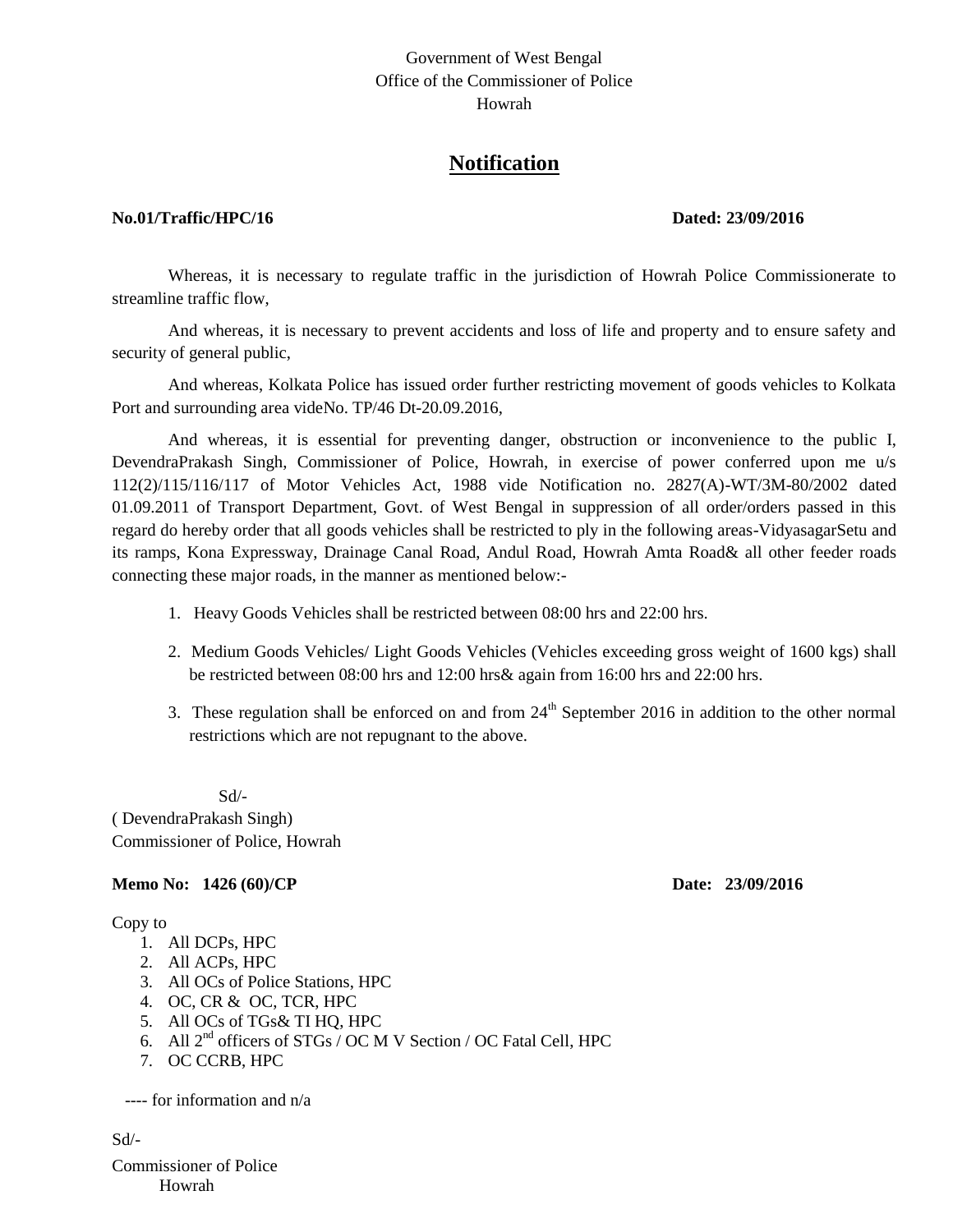Government of West Bengal
Office of the Commissioner of Police
Howrah

# Notification

**No.01/Traffic/HPC/16** **Dated: 23/09/2016**

Whereas, it is necessary to regulate traffic in the jurisdiction of Howrah Police Commissionerate to streamline traffic flow,

And whereas, it is necessary to prevent accidents and loss of life and property and to ensure safety and security of general public,

And whereas, Kolkata Police has issued order further restricting movement of goods vehicles to Kolkata Port and surrounding area videNo. TP/46 Dt-20.09.2016,

And whereas, it is essential for preventing danger, obstruction or inconvenience to the public I, DevendraPrakash Singh, Commissioner of Police, Howrah, in exercise of power conferred upon me u/s 112(2)/115/116/117 of Motor Vehicles Act, 1988 vide Notification no. 2827(A)-WT/3M-80/2002 dated 01.09.2011 of Transport Department, Govt. of West Bengal in suppression of all order/orders passed in this regard do hereby order that all goods vehicles shall be restricted to ply in the following areas-VidyasagarSetu and its ramps, Kona Expressway, Drainage Canal Road, Andul Road, Howrah Amta Road& all other feeder roads connecting these major roads, in the manner as mentioned below:-

1. Heavy Goods Vehicles shall be restricted between 08:00 hrs and 22:00 hrs.
2. Medium Goods Vehicles/ Light Goods Vehicles (Vehicles exceeding gross weight of 1600 kgs) shall be restricted between 08:00 hrs and 12:00 hrs& again from 16:00 hrs and 22:00 hrs.
3. These regulation shall be enforced on and from 24th September 2016 in addition to the other normal restrictions which are not repugnant to the above.

Sd/-
( DevendraPrakash Singh)
Commissioner of Police, Howrah

**Memo No: 1426 (60)/CP** **Date: 23/09/2016**

Copy to

1. All DCPs, HPC
2. All ACPs, HPC
3. All OCs of Police Stations, HPC
4. OC, CR & OC, TCR, HPC
5. All OCs of TGs& TI HQ, HPC
6. All 2nd officers of STGs / OC M V Section / OC Fatal Cell, HPC
7. OC CCRB, HPC

---- for information and n/a

Sd/-

Commissioner of Police
Howrah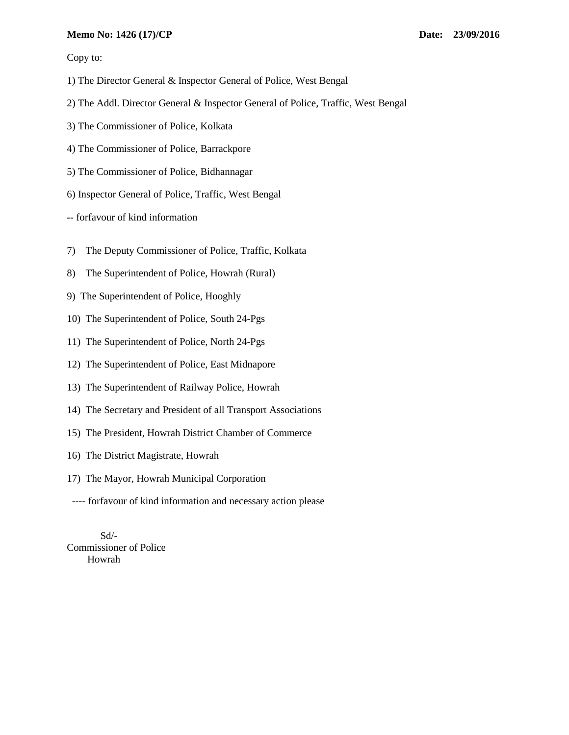**Memo No: 1426 (17)/CP** **Date: 23/09/2016**

Copy to:

1) The Director General & Inspector General of Police, West Bengal

2) The Addl. Director General & Inspector General of Police, Traffic, West Bengal

3) The Commissioner of Police, Kolkata

4) The Commissioner of Police, Barrackpore

5) The Commissioner of Police, Bidhannagar

6) Inspector General of Police, Traffic, West Bengal

-- forfavour of kind information

7) The Deputy Commissioner of Police, Traffic, Kolkata

8) The Superintendent of Police, Howrah (Rural)

9) The Superintendent of Police, Hooghly

10) The Superintendent of Police, South 24-Pgs

11) The Superintendent of Police, North 24-Pgs

12) The Superintendent of Police, East Midnapore

13) The Superintendent of Railway Police, Howrah

14) The Secretary and President of all Transport Associations

15) The President, Howrah District Chamber of Commerce

16) The District Magistrate, Howrah

17) The Mayor, Howrah Municipal Corporation

---- forfavour of kind information and necessary action please

Sd/-
Commissioner of Police
Howrah